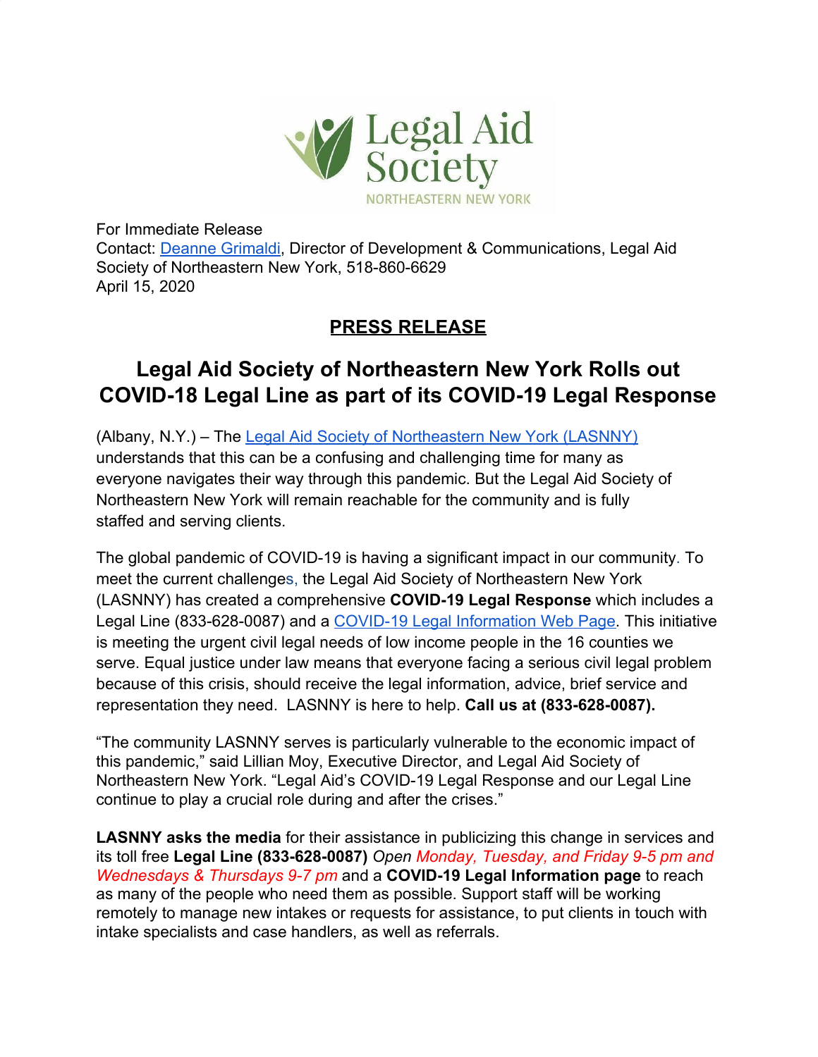Legal Aid Society
NORTHEASTERN NEW YORK

For Immediate Release
Contact: Deanne Grimaldi, Director of Development & Communications, Legal Aid Society of Northeastern New York, 518-860-6629
April 15, 2020

## PRESS RELEASE

# Legal Aid Society of Northeastern New York Rolls out COVID-18 Legal Line as part of its COVID-19 Legal Response

(Albany, N.Y.) – The Legal Aid Society of Northeastern New York (LASNNY) understands that this can be a confusing and challenging time for many as everyone navigates their way through this pandemic. But the Legal Aid Society of Northeastern New York will remain reachable for the community and is fully staffed and serving clients.

The global pandemic of COVID-19 is having a significant impact in our community. To meet the current challenges, the Legal Aid Society of Northeastern New York (LASNNY) has created a comprehensive **COVID-19 Legal Response** which includes a Legal Line (833-628-0087) and a COVID-19 Legal Information Web Page. This initiative is meeting the urgent civil legal needs of low income people in the 16 counties we serve. Equal justice under law means that everyone facing a serious civil legal problem because of this crisis, should receive the legal information, advice, brief service and representation they need. LASNNY is here to help. **Call us at (833-628-0087).**

“The community LASNNY serves is particularly vulnerable to the economic impact of this pandemic,” said Lillian Moy, Executive Director, and Legal Aid Society of Northeastern New York. “Legal Aid’s COVID-19 Legal Response and our Legal Line continue to play a crucial role during and after the crises.”

**LASNNY asks the media** for their assistance in publicizing this change in services and its toll free **Legal Line (833-628-0087)** *Open Monday, Tuesday, and Friday 9-5 pm and Wednesdays & Thursdays 9-7 pm* and a **COVID-19 Legal Information page** to reach as many of the people who need them as possible. Support staff will be working remotely to manage new intakes or requests for assistance, to put clients in touch with intake specialists and case handlers, as well as referrals.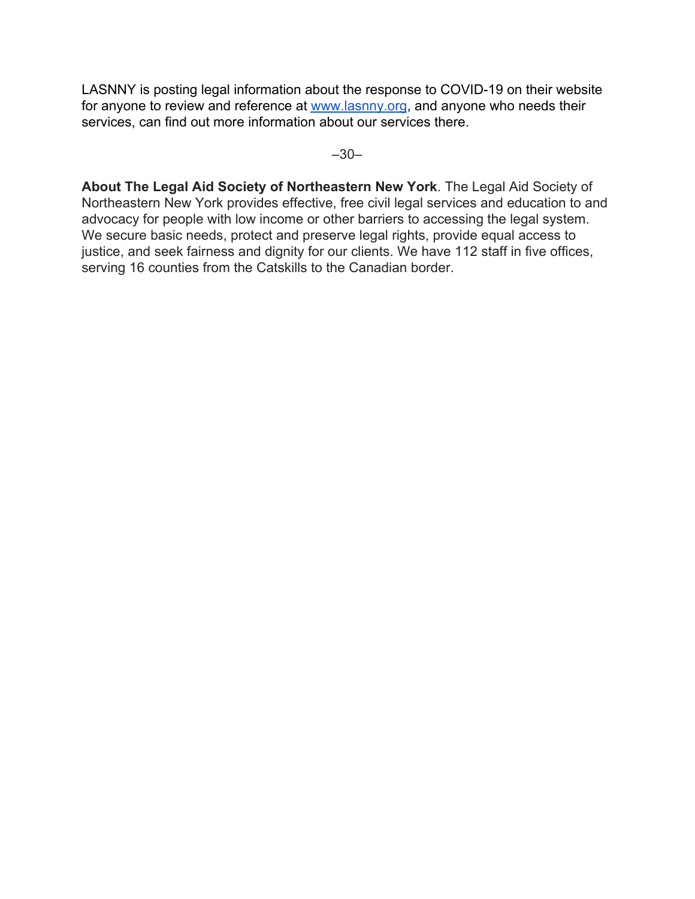LASNNY is posting legal information about the response to COVID-19 on their website for anyone to review and reference at [www.lasnny.org](http://www.lasnny.org), and anyone who needs their services, can find out more information about our services there.

–30–

**About The Legal Aid Society of Northeastern New York**. The Legal Aid Society of Northeastern New York provides effective, free civil legal services and education to and advocacy for people with low income or other barriers to accessing the legal system. We secure basic needs, protect and preserve legal rights, provide equal access to justice, and seek fairness and dignity for our clients. We have 112 staff in five offices, serving 16 counties from the Catskills to the Canadian border.